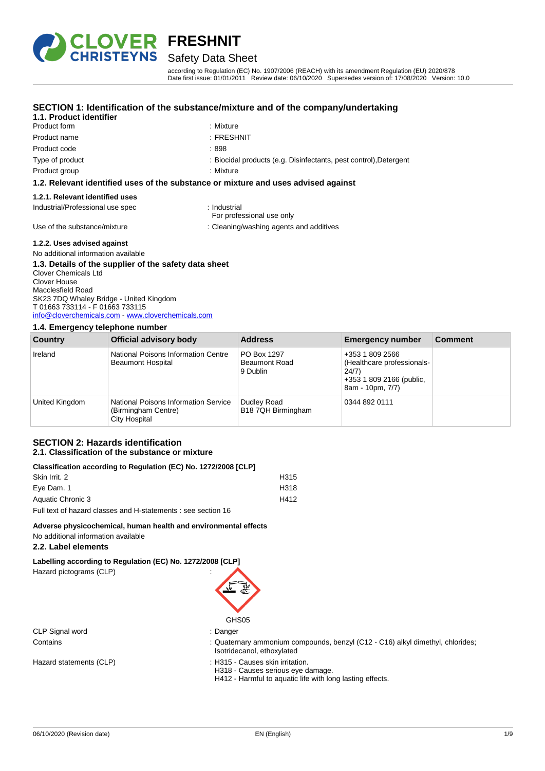# FRESHNIT

## Safety Data Sheet

according to Regulation (EC) No. 1907/2006 (REACH) with its amendment Regulation (EU) 2020/878
Date first issue: 01/01/2011 Review date: 06/10/2020 Supersedes version of: 17/08/2020 Version: 10.0

## SECTION 1: Identification of the substance/mixture and of the company/undertaking

### 1.1. Product identifier

| | |
|---|---|
| Product form | : Mixture |
| Product name | : FRESHNIT |
| Product code | : 898 |
| Type of product | : Biocidal products (e.g. Disinfectants, pest control),Detergent |
| Product group | : Mixture |

### 1.2. Relevant identified uses of the substance or mixture and uses advised against

#### 1.2.1. Relevant identified uses

| | |
|---|---|
| Industrial/Professional use spec | : Industrial<br>For professional use only |
| Use of the substance/mixture | : Cleaning/washing agents and additives |

#### 1.2.2. Uses advised against

No additional information available

### 1.3. Details of the supplier of the safety data sheet

Clover Chemicals Ltd
Clover House
Macclesfield Road
SK23 7DQ Whaley Bridge - United Kingdom
T 01663 733114 - F 01663 733115
info@cloverchemicals.com - www.cloverchemicals.com

### 1.4. Emergency telephone number

| Country | Official advisory body | Address | Emergency number | Comment |
|---|---|---|---|---|
| Ireland | National Poisons Information Centre Beaumont Hospital | PO Box 1297 Beaumont Road 9 Dublin | +353 1 809 2566 (Healthcare professionals-24/7) +353 1 809 2166 (public, 8am - 10pm, 7/7) | |
| United Kingdom | National Poisons Information Service (Birmingham Centre) City Hospital | Dudley Road B18 7QH Birmingham | 0344 892 0111 | |

## SECTION 2: Hazards identification

### 2.1. Classification of the substance or mixture

**Classification according to Regulation (EC) No. 1272/2008 [CLP]**

| | |
|---|---|
| Skin Irrit. 2 | H315 |
| Eye Dam. 1 | H318 |
| Aquatic Chronic 3 | H412 |

Full text of hazard classes and H-statements : see section 16

**Adverse physicochemical, human health and environmental effects**

No additional information available

### 2.2. Label elements

**Labelling according to Regulation (EC) No. 1272/2008 [CLP]**

Hazard pictograms (CLP) :

GHS05

| | |
|---|---|
| CLP Signal word | : Danger |
| Contains | : Quaternary ammonium compounds, benzyl (C12 - C16) alkyl dimethyl, chlorides; Isotridecanol, ethoxylated |
| Hazard statements (CLP) | : H315 - Causes skin irritation.<br>H318 - Causes serious eye damage.<br>H412 - Harmful to aquatic life with long lasting effects. |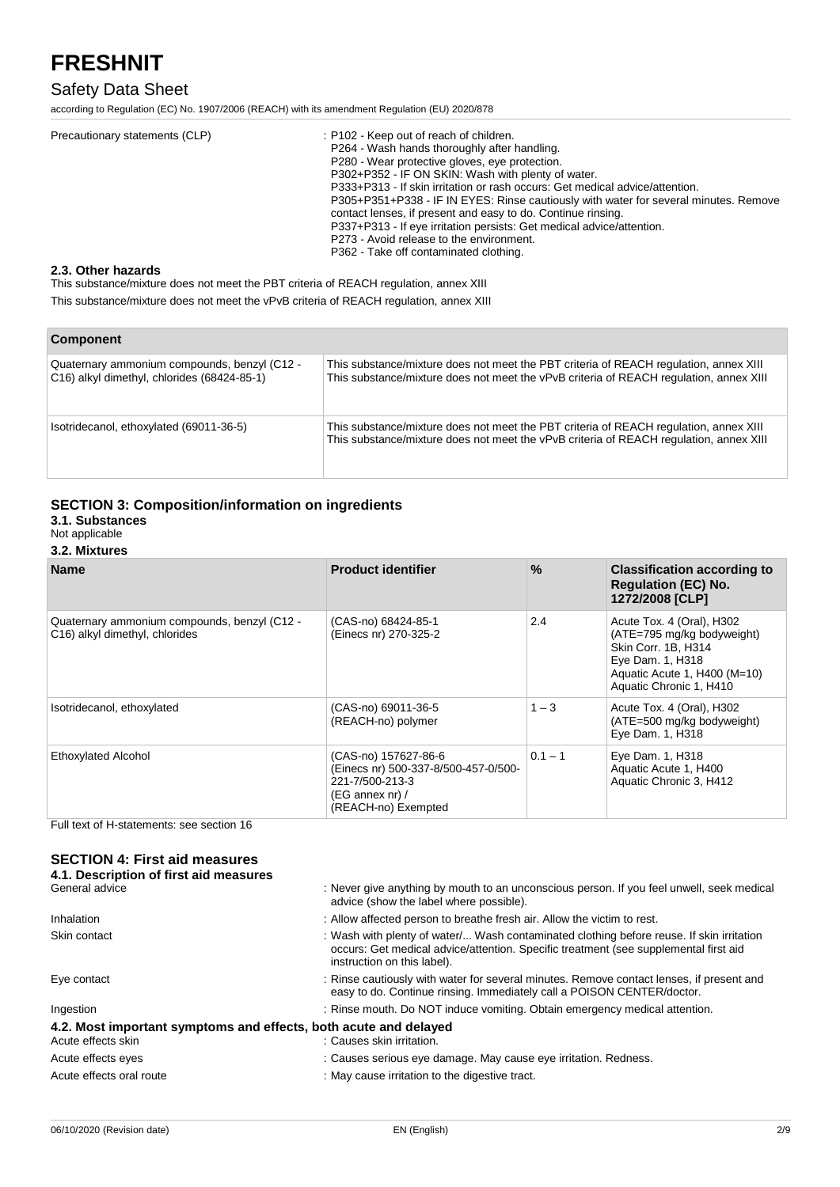Precautionary statements (CLP) : P102 - Keep out of reach of children.
P264 - Wash hands thoroughly after handling.
P280 - Wear protective gloves, eye protection.
P302+P352 - IF ON SKIN: Wash with plenty of water.
P333+P313 - If skin irritation or rash occurs: Get medical advice/attention.
P305+P351+P338 - IF IN EYES: Rinse cautiously with water for several minutes. Remove contact lenses, if present and easy to do. Continue rinsing.
P337+P313 - If eye irritation persists: Get medical advice/attention.
P273 - Avoid release to the environment.
P362 - Take off contaminated clothing.

### 2.3. Other hazards

This substance/mixture does not meet the PBT criteria of REACH regulation, annex XIII

This substance/mixture does not meet the vPvB criteria of REACH regulation, annex XIII

| Component | |
|---|---|
| Quaternary ammonium compounds, benzyl (C12 - C16) alkyl dimethyl, chlorides (68424-85-1) | This substance/mixture does not meet the PBT criteria of REACH regulation, annex XIII<br>This substance/mixture does not meet the vPvB criteria of REACH regulation, annex XIII |
| Isotridecanol, ethoxylated (69011-36-5) | This substance/mixture does not meet the PBT criteria of REACH regulation, annex XIII<br>This substance/mixture does not meet the vPvB criteria of REACH regulation, annex XIII |

## SECTION 3: Composition/information on ingredients

### 3.1. Substances

Not applicable

### 3.2. Mixtures

| Name | Product identifier | % | Classification according to Regulation (EC) No. 1272/2008 [CLP] |
|---|---|---|---|
| Quaternary ammonium compounds, benzyl (C12 - C16) alkyl dimethyl, chlorides | (CAS-no) 68424-85-1<br>(Einecs nr) 270-325-2 | 2.4 | Acute Tox. 4 (Oral), H302 (ATE=795 mg/kg bodyweight)<br>Skin Corr. 1B, H314<br>Eye Dam. 1, H318<br>Aquatic Acute 1, H400 (M=10)<br>Aquatic Chronic 1, H410 |
| Isotridecanol, ethoxylated | (CAS-no) 69011-36-5<br>(REACH-no) polymer | 1 – 3 | Acute Tox. 4 (Oral), H302 (ATE=500 mg/kg bodyweight)<br>Eye Dam. 1, H318 |
| Ethoxylated Alcohol | (CAS-no) 157627-86-6<br>(Einecs nr) 500-337-8/500-457-0/500-221-7/500-213-3<br>(EG annex nr) /<br>(REACH-no) Exempted | 0.1 – 1 | Eye Dam. 1, H318<br>Aquatic Acute 1, H400<br>Aquatic Chronic 3, H412 |

Full text of H-statements: see section 16

## SECTION 4: First aid measures

### 4.1. Description of first aid measures

General advice : Never give anything by mouth to an unconscious person. If you feel unwell, seek medical advice (show the label where possible).

Inhalation : Allow affected person to breathe fresh air. Allow the victim to rest.

Skin contact : Wash with plenty of water/... Wash contaminated clothing before reuse. If skin irritation occurs: Get medical advice/attention. Specific treatment (see supplemental first aid instruction on this label).

Eye contact : Rinse cautiously with water for several minutes. Remove contact lenses, if present and easy to do. Continue rinsing. Immediately call a POISON CENTER/doctor.

Ingestion : Rinse mouth. Do NOT induce vomiting. Obtain emergency medical attention.

### 4.2. Most important symptoms and effects, both acute and delayed

Acute effects skin : Causes skin irritation.

Acute effects eyes : Causes serious eye damage. May cause eye irritation. Redness.

Acute effects oral route : May cause irritation to the digestive tract.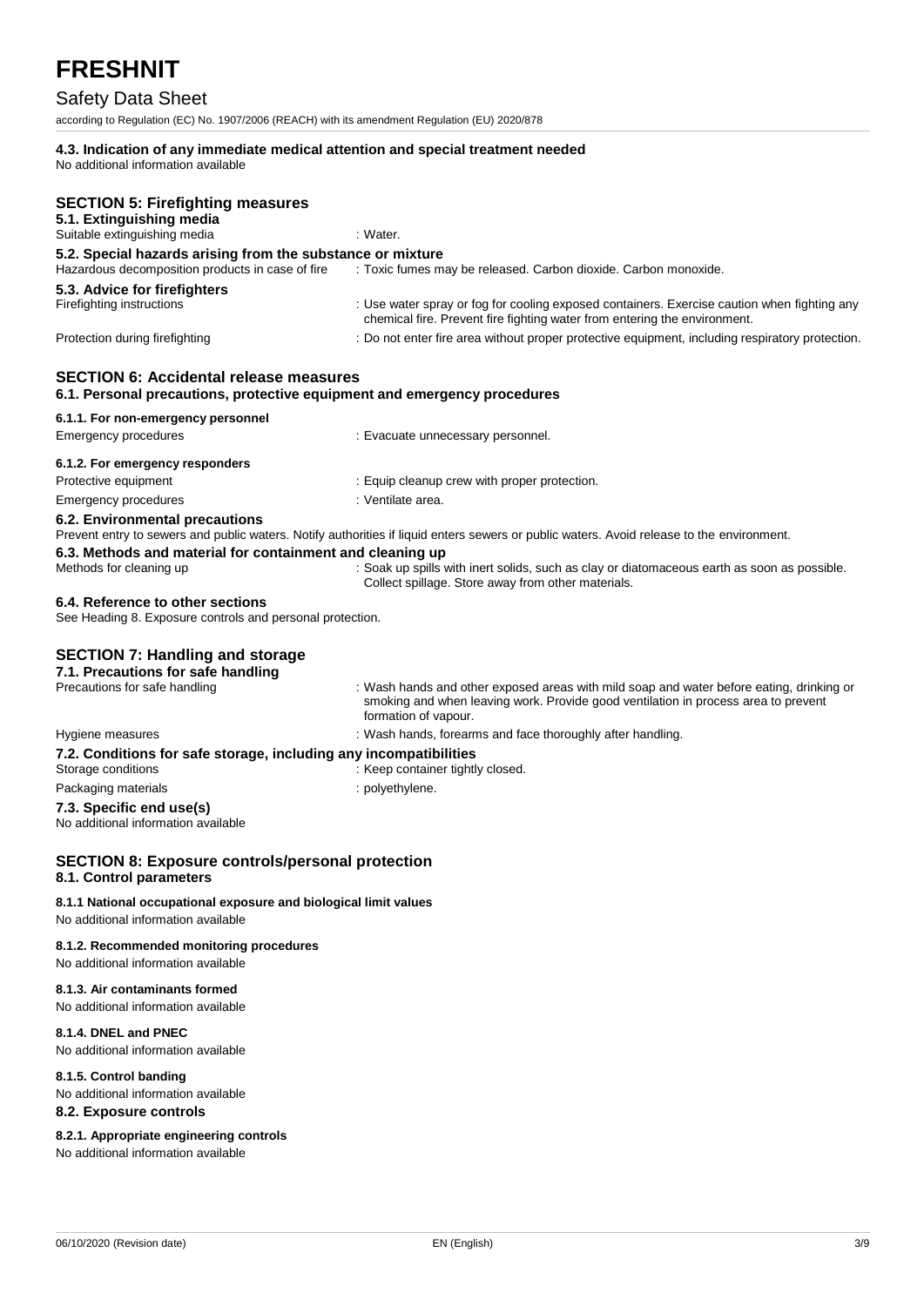#### 4.3. Indication of any immediate medical attention and special treatment needed

No additional information available

## SECTION 5: Firefighting measures

### 5.1. Extinguishing media

Suitable extinguishing media : Water.

### 5.2. Special hazards arising from the substance or mixture

Hazardous decomposition products in case of fire : Toxic fumes may be released. Carbon dioxide. Carbon monoxide.

### 5.3. Advice for firefighters

Firefighting instructions : Use water spray or fog for cooling exposed containers. Exercise caution when fighting any chemical fire. Prevent fire fighting water from entering the environment.

Protection during firefighting : Do not enter fire area without proper protective equipment, including respiratory protection.

## SECTION 6: Accidental release measures

### 6.1. Personal precautions, protective equipment and emergency procedures

#### 6.1.1. For non-emergency personnel

Emergency procedures : Evacuate unnecessary personnel.

#### 6.1.2. For emergency responders

Protective equipment : Equip cleanup crew with proper protection.

Emergency procedures : Ventilate area.

### 6.2. Environmental precautions

Prevent entry to sewers and public waters. Notify authorities if liquid enters sewers or public waters. Avoid release to the environment.

### 6.3. Methods and material for containment and cleaning up

Methods for cleaning up : Soak up spills with inert solids, such as clay or diatomaceous earth as soon as possible. Collect spillage. Store away from other materials.

### 6.4. Reference to other sections

See Heading 8. Exposure controls and personal protection.

## SECTION 7: Handling and storage

### 7.1. Precautions for safe handling

Precautions for safe handling : Wash hands and other exposed areas with mild soap and water before eating, drinking or smoking and when leaving work. Provide good ventilation in process area to prevent formation of vapour.

Hygiene measures : Wash hands, forearms and face thoroughly after handling.

### 7.2. Conditions for safe storage, including any incompatibilities

Storage conditions : Keep container tightly closed.

Packaging materials : polyethylene.

### 7.3. Specific end use(s)

No additional information available

## SECTION 8: Exposure controls/personal protection

### 8.1. Control parameters

#### 8.1.1 National occupational exposure and biological limit values

No additional information available

#### 8.1.2. Recommended monitoring procedures

No additional information available

#### 8.1.3. Air contaminants formed

No additional information available

#### 8.1.4. DNEL and PNEC

No additional information available

#### 8.1.5. Control banding

No additional information available

### 8.2. Exposure controls

#### 8.2.1. Appropriate engineering controls

No additional information available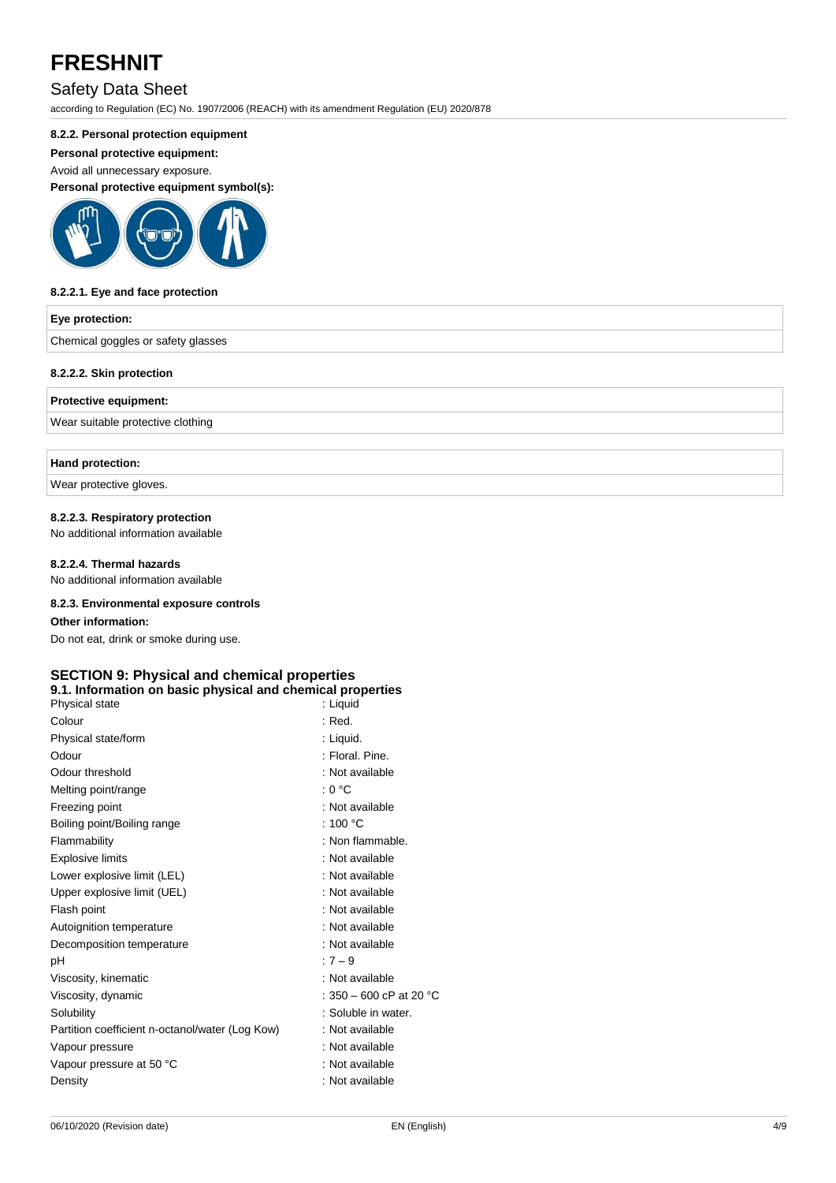#### 8.2.2. Personal protection equipment

**Personal protective equipment:**

Avoid all unnecessary exposure.

**Personal protective equipment symbol(s):**

#### 8.2.2.1. Eye and face protection

| Eye protection: |
|---|
| Chemical goggles or safety glasses |

#### 8.2.2.2. Skin protection

| Protective equipment: |
|---|
| Wear suitable protective clothing |

| Hand protection: |
|---|
| Wear protective gloves. |

#### 8.2.2.3. Respiratory protection

No additional information available

#### 8.2.2.4. Thermal hazards

No additional information available

#### 8.2.3. Environmental exposure controls

**Other information:**

Do not eat, drink or smoke during use.

## SECTION 9: Physical and chemical properties

### 9.1. Information on basic physical and chemical properties

| | |
|---|---|
| Physical state | : Liquid |
| Colour | : Red. |
| Physical state/form | : Liquid. |
| Odour | : Floral. Pine. |
| Odour threshold | : Not available |
| Melting point/range | : 0 °C |
| Freezing point | : Not available |
| Boiling point/Boiling range | : 100 °C |
| Flammability | : Non flammable. |
| Explosive limits | : Not available |
| Lower explosive limit (LEL) | : Not available |
| Upper explosive limit (UEL) | : Not available |
| Flash point | : Not available |
| Autoignition temperature | : Not available |
| Decomposition temperature | : Not available |
| pH | : 7 – 9 |
| Viscosity, kinematic | : Not available |
| Viscosity, dynamic | : 350 – 600 cP at 20 °C |
| Solubility | : Soluble in water. |
| Partition coefficient n-octanol/water (Log Kow) | : Not available |
| Vapour pressure | : Not available |
| Vapour pressure at 50 °C | : Not available |
| Density | : Not available |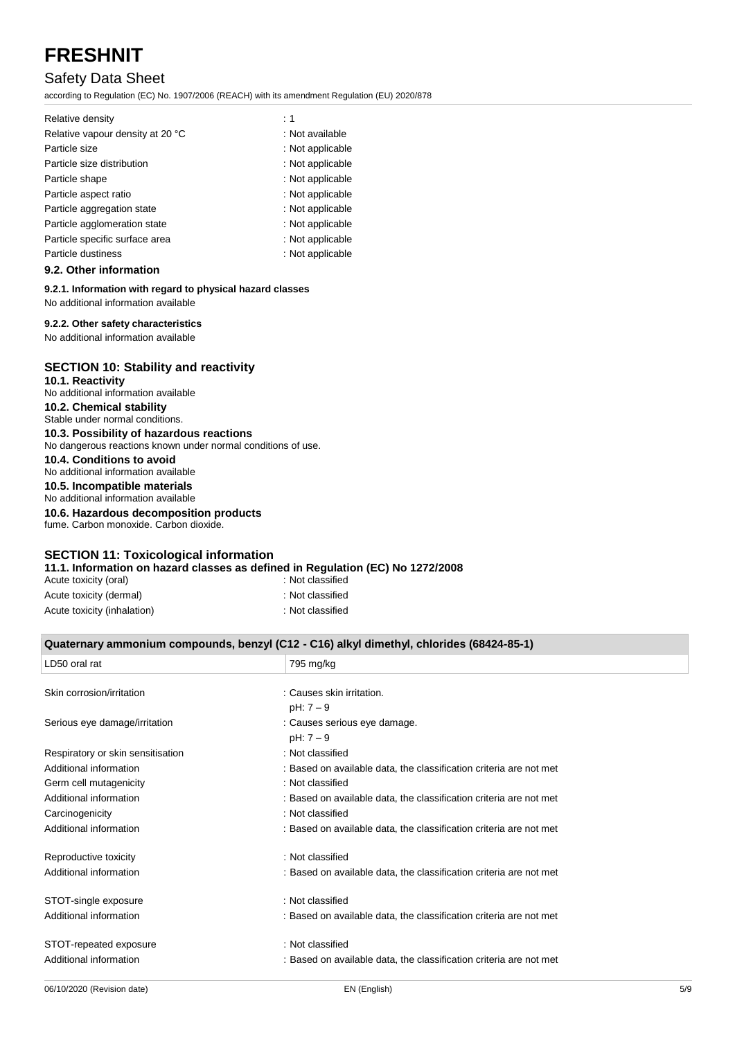| | |
|---|---|
| Relative density | : 1 |
| Relative vapour density at 20 °C | : Not available |
| Particle size | : Not applicable |
| Particle size distribution | : Not applicable |
| Particle shape | : Not applicable |
| Particle aspect ratio | : Not applicable |
| Particle aggregation state | : Not applicable |
| Particle agglomeration state | : Not applicable |
| Particle specific surface area | : Not applicable |
| Particle dustiness | : Not applicable |

### 9.2. Other information

#### 9.2.1. Information with regard to physical hazard classes

No additional information available

#### 9.2.2. Other safety characteristics

No additional information available

## SECTION 10: Stability and reactivity

### 10.1. Reactivity

No additional information available

### 10.2. Chemical stability

Stable under normal conditions.

### 10.3. Possibility of hazardous reactions

No dangerous reactions known under normal conditions of use.

### 10.4. Conditions to avoid

No additional information available

### 10.5. Incompatible materials

No additional information available

### 10.6. Hazardous decomposition products

fume. Carbon monoxide. Carbon dioxide.

## SECTION 11: Toxicological information

### 11.1. Information on hazard classes as defined in Regulation (EC) No 1272/2008

| | |
|---|---|
| Acute toxicity (oral) | : Not classified |
| Acute toxicity (dermal) | : Not classified |
| Acute toxicity (inhalation) | : Not classified |

| Quaternary ammonium compounds, benzyl (C12 - C16) alkyl dimethyl, chlorides (68424-85-1) | |
|---|---|
| LD50 oral rat | 795 mg/kg |

| | |
|---|---|
| Skin corrosion/irritation | : Causes skin irritation.<br>pH: 7 – 9 |
| Serious eye damage/irritation | : Causes serious eye damage.<br>pH: 7 – 9 |
| Respiratory or skin sensitisation | : Not classified |
| Additional information | : Based on available data, the classification criteria are not met |
| Germ cell mutagenicity | : Not classified |
| Additional information | : Based on available data, the classification criteria are not met |
| Carcinogenicity | : Not classified |
| Additional information | : Based on available data, the classification criteria are not met |
| Reproductive toxicity | : Not classified |
| Additional information | : Based on available data, the classification criteria are not met |
| STOT-single exposure | : Not classified |
| Additional information | : Based on available data, the classification criteria are not met |
| STOT-repeated exposure | : Not classified |
| Additional information | : Based on available data, the classification criteria are not met |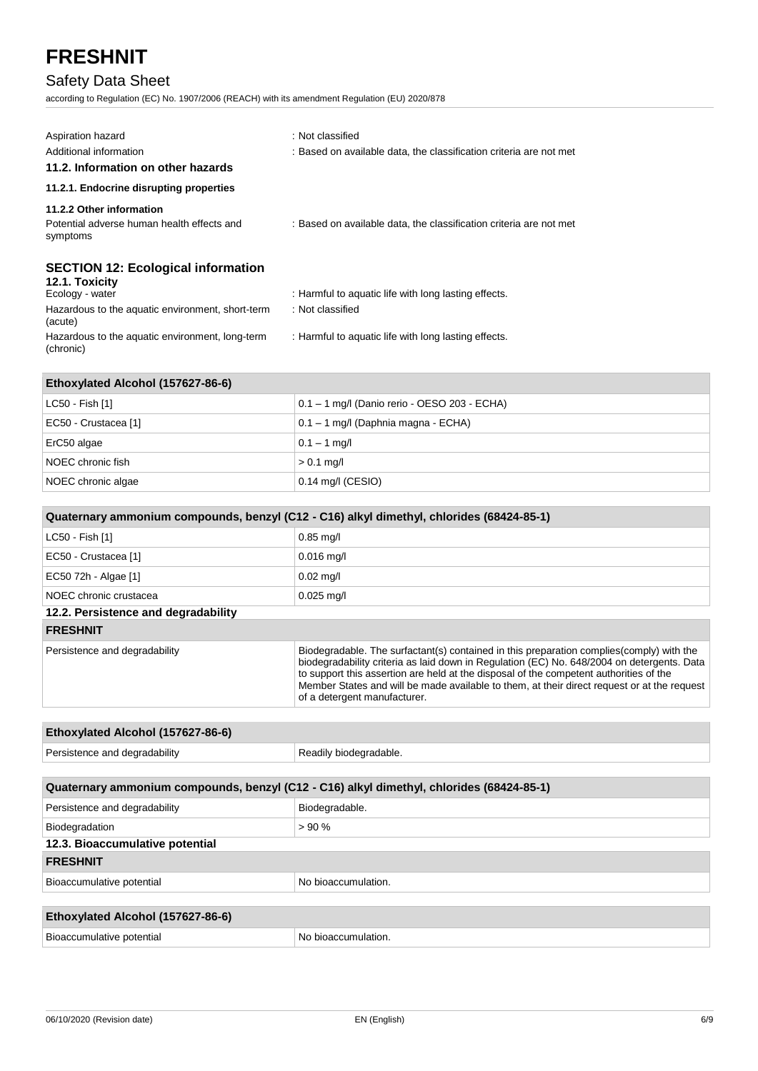| | |
|---|---|
| Aspiration hazard | : Not classified |
| Additional information | : Based on available data, the classification criteria are not met |

### 11.2. Information on other hazards

#### 11.2.1. Endocrine disrupting properties

#### 11.2.2 Other information

| | |
|---|---|
| Potential adverse human health effects and symptoms | : Based on available data, the classification criteria are not met |

## SECTION 12: Ecological information

### 12.1. Toxicity

| | |
|---|---|
| Ecology - water | : Harmful to aquatic life with long lasting effects. |
| Hazardous to the aquatic environment, short-term (acute) | : Not classified |
| Hazardous to the aquatic environment, long-term (chronic) | : Harmful to aquatic life with long lasting effects. |

| Ethoxylated Alcohol (157627-86-6) | |
|---|---|
| LC50 - Fish [1] | 0.1 – 1 mg/l (Danio rerio - OESO 203 - ECHA) |
| EC50 - Crustacea [1] | 0.1 – 1 mg/l (Daphnia magna - ECHA) |
| ErC50 algae | 0.1 – 1 mg/l |
| NOEC chronic fish | > 0.1 mg/l |
| NOEC chronic algae | 0.14 mg/l (CESIO) |

| Quaternary ammonium compounds, benzyl (C12 - C16) alkyl dimethyl, chlorides (68424-85-1) | |
|---|---|
| LC50 - Fish [1] | 0.85 mg/l |
| EC50 - Crustacea [1] | 0.016 mg/l |
| EC50 72h - Algae [1] | 0.02 mg/l |
| NOEC chronic crustacea | 0.025 mg/l |

### 12.2. Persistence and degradability

| FRESHNIT | |
|---|---|
| Persistence and degradability | Biodegradable. The surfactant(s) contained in this preparation complies(comply) with the biodegradability criteria as laid down in Regulation (EC) No. 648/2004 on detergents. Data to support this assertion are held at the disposal of the competent authorities of the Member States and will be made available to them, at their direct request or at the request of a detergent manufacturer. |

| Ethoxylated Alcohol (157627-86-6) | |
|---|---|
| Persistence and degradability | Readily biodegradable. |

| Quaternary ammonium compounds, benzyl (C12 - C16) alkyl dimethyl, chlorides (68424-85-1) | |
|---|---|
| Persistence and degradability | Biodegradable. |
| Biodegradation | > 90 % |

### 12.3. Bioaccumulative potential

| FRESHNIT | |
|---|---|
| Bioaccumulative potential | No bioaccumulation. |

| Ethoxylated Alcohol (157627-86-6) | |
|---|---|
| Bioaccumulative potential | No bioaccumulation. |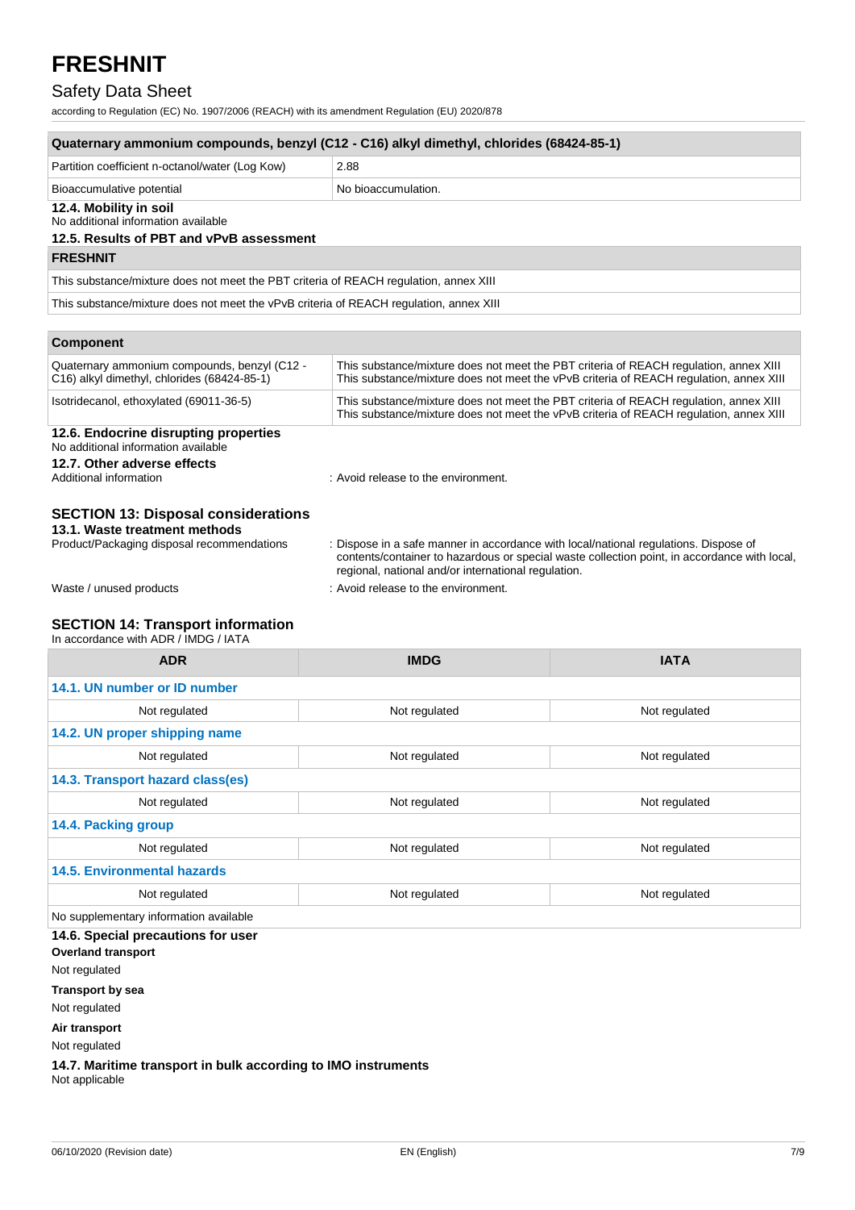| Quaternary ammonium compounds, benzyl (C12 - C16) alkyl dimethyl, chlorides (68424-85-1) | |
|---|---|
| Partition coefficient n-octanol/water (Log Kow) | 2.88 |
| Bioaccumulative potential | No bioaccumulation. |

### 12.4. Mobility in soil

No additional information available

### 12.5. Results of PBT and vPvB assessment

| FRESHNIT |
|---|
| This substance/mixture does not meet the PBT criteria of REACH regulation, annex XIII |
| This substance/mixture does not meet the vPvB criteria of REACH regulation, annex XIII |

| Component | |
|---|---|
| Quaternary ammonium compounds, benzyl (C12 - C16) alkyl dimethyl, chlorides (68424-85-1) | This substance/mixture does not meet the PBT criteria of REACH regulation, annex XIII<br>This substance/mixture does not meet the vPvB criteria of REACH regulation, annex XIII |
| Isotridecanol, ethoxylated (69011-36-5) | This substance/mixture does not meet the PBT criteria of REACH regulation, annex XIII<br>This substance/mixture does not meet the vPvB criteria of REACH regulation, annex XIII |

### 12.6. Endocrine disrupting properties

No additional information available

### 12.7. Other adverse effects

Additional information : Avoid release to the environment.

## SECTION 13: Disposal considerations

### 13.1. Waste treatment methods

Product/Packaging disposal recommendations : Dispose in a safe manner in accordance with local/national regulations. Dispose of contents/container to hazardous or special waste collection point, in accordance with local, regional, national and/or international regulation.

Waste / unused products : Avoid release to the environment.

## SECTION 14: Transport information

In accordance with ADR / IMDG / IATA

| ADR | IMDG | IATA |
|---|---|---|
| **14.1. UN number or ID number** | | |
| Not regulated | Not regulated | Not regulated |
| **14.2. UN proper shipping name** | | |
| Not regulated | Not regulated | Not regulated |
| **14.3. Transport hazard class(es)** | | |
| Not regulated | Not regulated | Not regulated |
| **14.4. Packing group** | | |
| Not regulated | Not regulated | Not regulated |
| **14.5. Environmental hazards** | | |
| Not regulated | Not regulated | Not regulated |
| No supplementary information available | | |

### 14.6. Special precautions for user

**Overland transport**

Not regulated

**Transport by sea**

Not regulated

**Air transport**

Not regulated

### 14.7. Maritime transport in bulk according to IMO instruments

Not applicable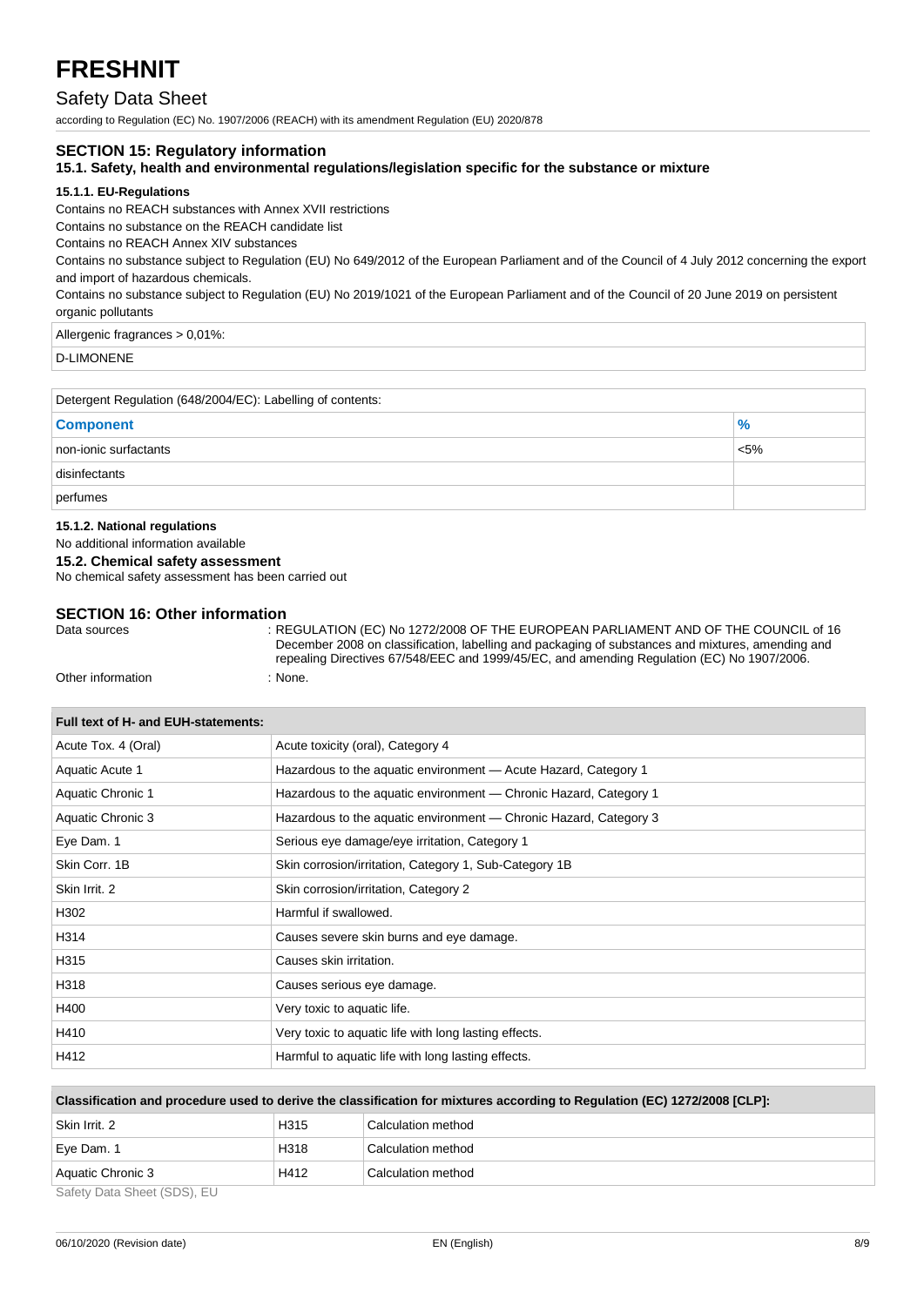## SECTION 15: Regulatory information

### 15.1. Safety, health and environmental regulations/legislation specific for the substance or mixture

#### 15.1.1. EU-Regulations

Contains no REACH substances with Annex XVII restrictions

Contains no substance on the REACH candidate list

Contains no REACH Annex XIV substances

Contains no substance subject to Regulation (EU) No 649/2012 of the European Parliament and of the Council of 4 July 2012 concerning the export and import of hazardous chemicals.

Contains no substance subject to Regulation (EU) No 2019/1021 of the European Parliament and of the Council of 20 June 2019 on persistent organic pollutants

| Allergenic fragrances > 0,01%: |
|---|
| D-LIMONENE |

| Detergent Regulation (648/2004/EC): Labelling of contents: | |
|---|---|
| **Component** | **%** |
| non-ionic surfactants | <5% |
| disinfectants | |
| perfumes | |

#### 15.1.2. National regulations

No additional information available

### 15.2. Chemical safety assessment

No chemical safety assessment has been carried out

## SECTION 16: Other information

Data sources : REGULATION (EC) No 1272/2008 OF THE EUROPEAN PARLIAMENT AND OF THE COUNCIL of 16 December 2008 on classification, labelling and packaging of substances and mixtures, amending and repealing Directives 67/548/EEC and 1999/45/EC, and amending Regulation (EC) No 1907/2006.

Other information : None.

| Full text of H- and EUH-statements: | |
|---|---|
| Acute Tox. 4 (Oral) | Acute toxicity (oral), Category 4 |
| Aquatic Acute 1 | Hazardous to the aquatic environment — Acute Hazard, Category 1 |
| Aquatic Chronic 1 | Hazardous to the aquatic environment — Chronic Hazard, Category 1 |
| Aquatic Chronic 3 | Hazardous to the aquatic environment — Chronic Hazard, Category 3 |
| Eye Dam. 1 | Serious eye damage/eye irritation, Category 1 |
| Skin Corr. 1B | Skin corrosion/irritation, Category 1, Sub-Category 1B |
| Skin Irrit. 2 | Skin corrosion/irritation, Category 2 |
| H302 | Harmful if swallowed. |
| H314 | Causes severe skin burns and eye damage. |
| H315 | Causes skin irritation. |
| H318 | Causes serious eye damage. |
| H400 | Very toxic to aquatic life. |
| H410 | Very toxic to aquatic life with long lasting effects. |
| H412 | Harmful to aquatic life with long lasting effects. |

| Classification and procedure used to derive the classification for mixtures according to Regulation (EC) 1272/2008 [CLP]: | | |
|---|---|---|
| Skin Irrit. 2 | H315 | Calculation method |
| Eye Dam. 1 | H318 | Calculation method |
| Aquatic Chronic 3 | H412 | Calculation method |

Safety Data Sheet (SDS), EU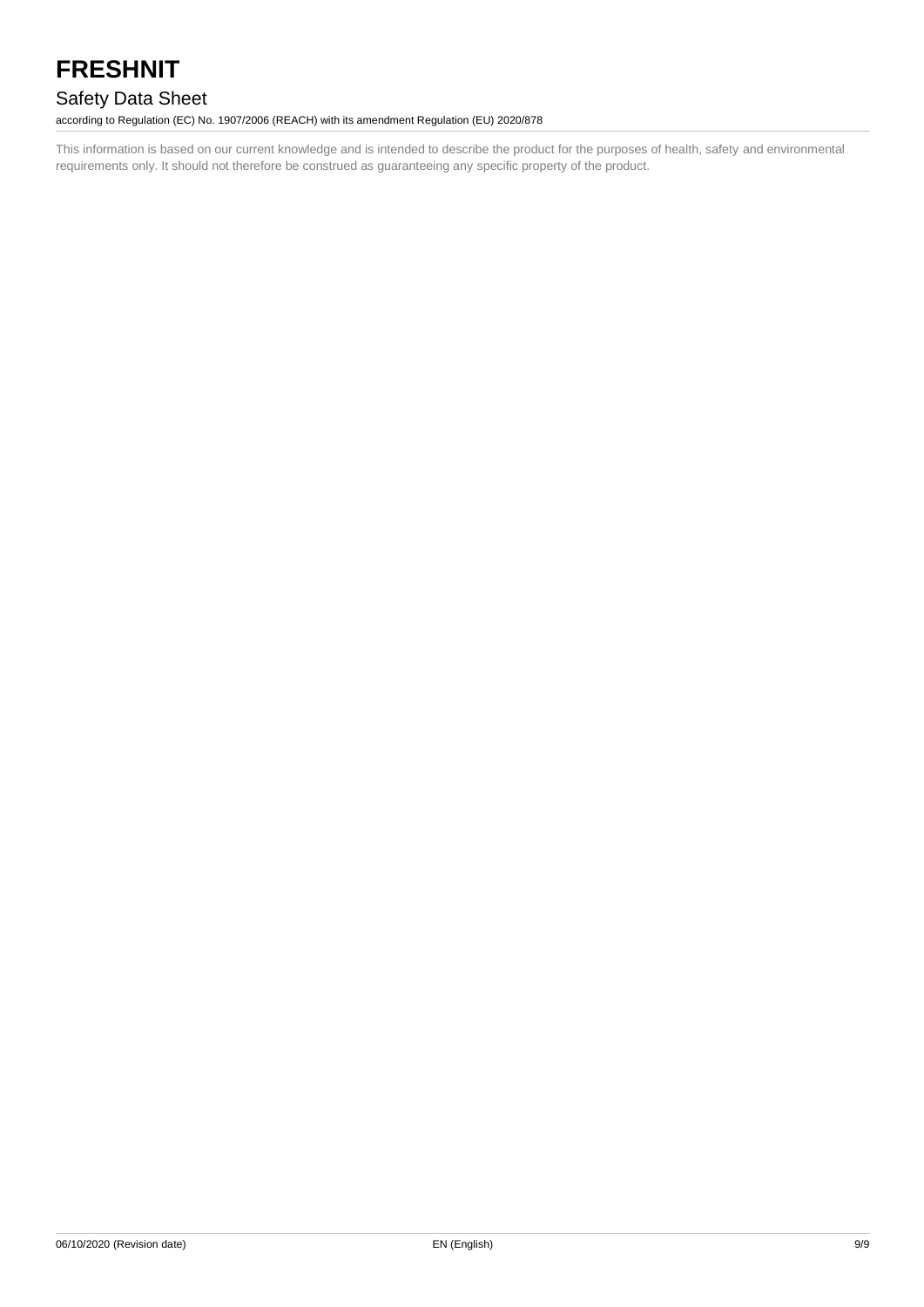This information is based on our current knowledge and is intended to describe the product for the purposes of health, safety and environmental requirements only. It should not therefore be construed as guaranteeing any specific property of the product.